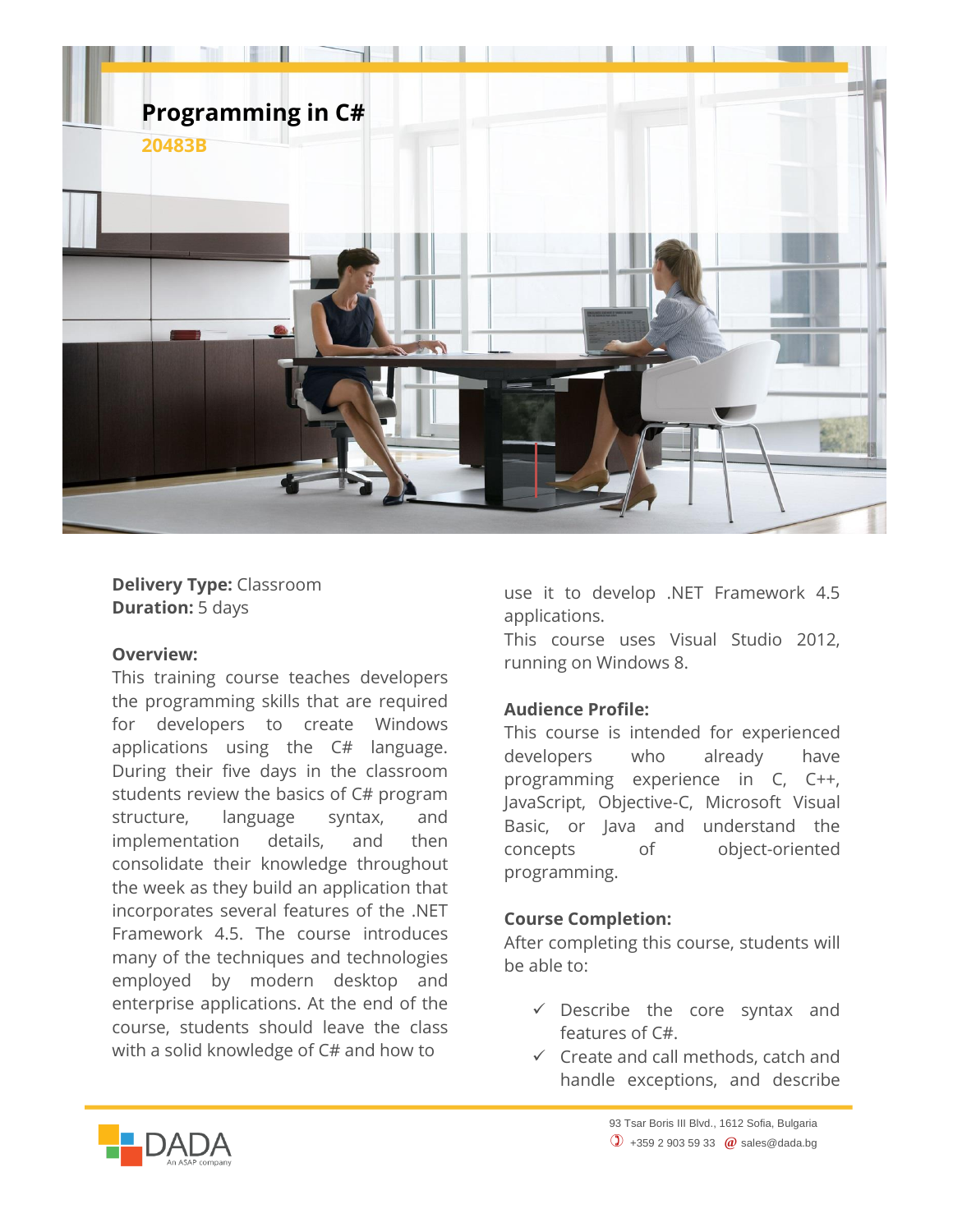# Programming in C#

**20483B**

**Delivery Type:** Classroom
**Duration:** 5 days

**Overview:**
This training course teaches developers the programming skills that are required for developers to create Windows applications using the C# language. During their five days in the classroom students review the basics of C# program structure, language syntax, and implementation details, and then consolidate their knowledge throughout the week as they build an application that incorporates several features of the .NET Framework 4.5. The course introduces many of the techniques and technologies employed by modern desktop and enterprise applications. At the end of the course, students should leave the class with a solid knowledge of C# and how to use it to develop .NET Framework 4.5 applications.
This course uses Visual Studio 2012, running on Windows 8.

**Audience Profile:**
This course is intended for experienced developers who already have programming experience in C, C++, JavaScript, Objective-C, Microsoft Visual Basic, or Java and understand the concepts of object-oriented programming.

**Course Completion:**
After completing this course, students will be able to:

- ✓ Describe the core syntax and features of C#.
- ✓ Create and call methods, catch and handle exceptions, and describe

93 Tsar Boris III Blvd., 1612 Sofia, Bulgaria
+359 2 903 59 33 sales@dada.bg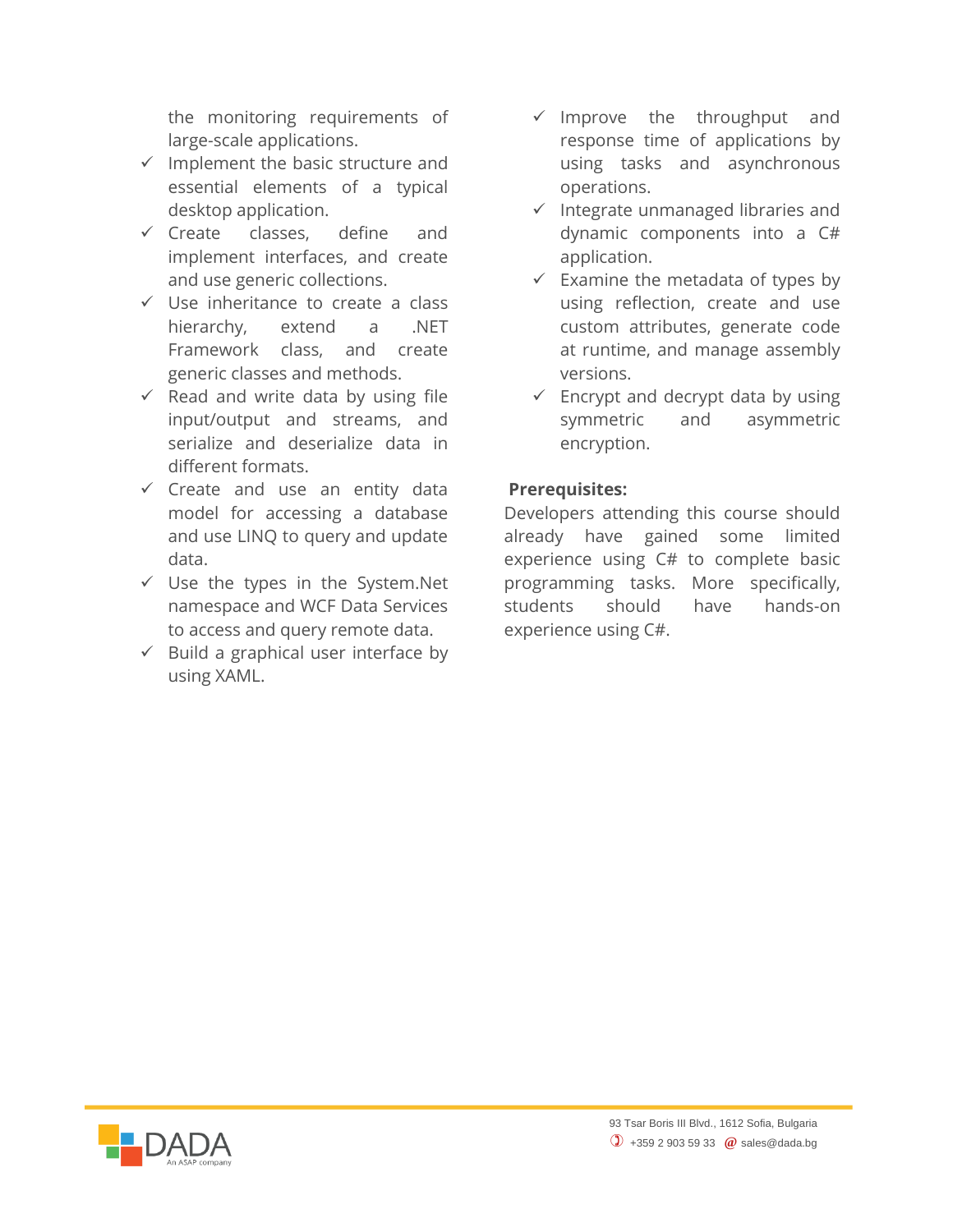the monitoring requirements of large-scale applications.

- ✓ Implement the basic structure and essential elements of a typical desktop application.
- ✓ Create classes, define and implement interfaces, and create and use generic collections.
- ✓ Use inheritance to create a class hierarchy, extend a .NET Framework class, and create generic classes and methods.
- ✓ Read and write data by using file input/output and streams, and serialize and deserialize data in different formats.
- ✓ Create and use an entity data model for accessing a database and use LINQ to query and update data.
- ✓ Use the types in the System.Net namespace and WCF Data Services to access and query remote data.
- ✓ Build a graphical user interface by using XAML.
- ✓ Improve the throughput and response time of applications by using tasks and asynchronous operations.
- ✓ Integrate unmanaged libraries and dynamic components into a C# application.
- ✓ Examine the metadata of types by using reflection, create and use custom attributes, generate code at runtime, and manage assembly versions.
- ✓ Encrypt and decrypt data by using symmetric and asymmetric encryption.

**Prerequisites:**

Developers attending this course should already have gained some limited experience using C# to complete basic programming tasks. More specifically, students should have hands-on experience using C#.